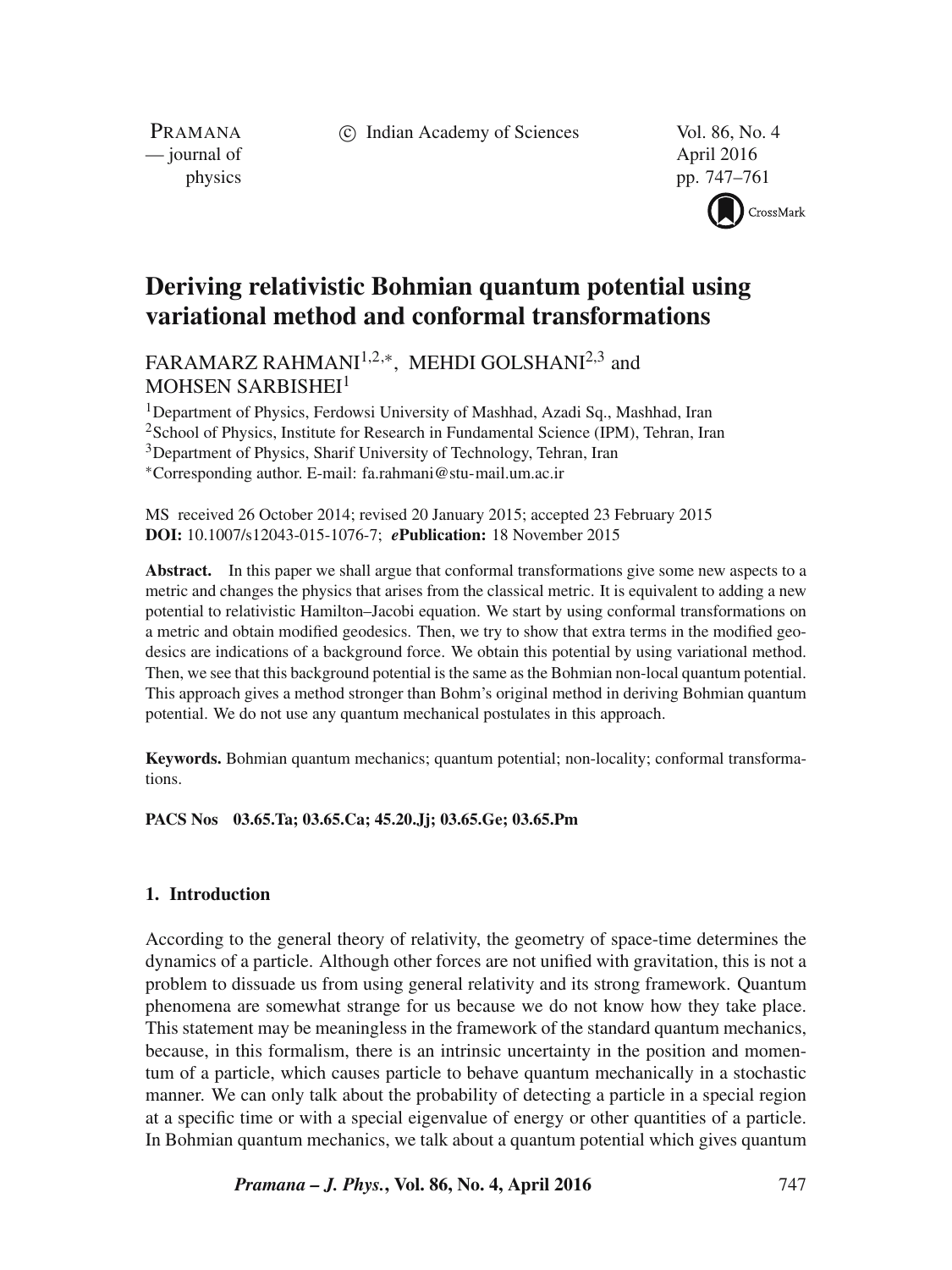# Deriving relativistic Bohmian quantum potential using variational method and conformal transformations

FARAMARZ RAHMANI[1,2,*], MEHDI GOLSHANI[2,3] and MOHSEN SARBISHEI[1]

[1]Department of Physics, Ferdowsi University of Mashhad, Azadi Sq., Mashhad, Iran
[2]School of Physics, Institute for Research in Fundamental Science (IPM), Tehran, Iran
[3]Department of Physics, Sharif University of Technology, Tehran, Iran
[*]Corresponding author. E-mail: fa.rahmani@stu-mail.um.ac.ir

MS received 26 October 2014; revised 20 January 2015; accepted 23 February 2015
**DOI:** 10.1007/s12043-015-1076-7; ***e*****Publication:** 18 November 2015

**Abstract.** In this paper we shall argue that conformal transformations give some new aspects to a metric and changes the physics that arises from the classical metric. It is equivalent to adding a new potential to relativistic Hamilton–Jacobi equation. We start by using conformal transformations on a metric and obtain modified geodesics. Then, we try to show that extra terms in the modified geodesics are indications of a background force. We obtain this potential by using variational method. Then, we see that this background potential is the same as the Bohmian non-local quantum potential. This approach gives a method stronger than Bohm's original method in deriving Bohmian quantum potential. We do not use any quantum mechanical postulates in this approach.

**Keywords.** Bohmian quantum mechanics; quantum potential; non-locality; conformal transformations.

**PACS Nos** 03.65.Ta; 03.65.Ca; 45.20.Jj; 03.65.Ge; 03.65.Pm

## 1. Introduction

According to the general theory of relativity, the geometry of space-time determines the dynamics of a particle. Although other forces are not unified with gravitation, this is not a problem to dissuade us from using general relativity and its strong framework. Quantum phenomena are somewhat strange for us because we do not know how they take place. This statement may be meaningless in the framework of the standard quantum mechanics, because, in this formalism, there is an intrinsic uncertainty in the position and momentum of a particle, which causes particle to behave quantum mechanically in a stochastic manner. We can only talk about the probability of detecting a particle in a special region at a specific time or with a special eigenvalue of energy or other quantities of a particle. In Bohmian quantum mechanics, we talk about a quantum potential which gives quantum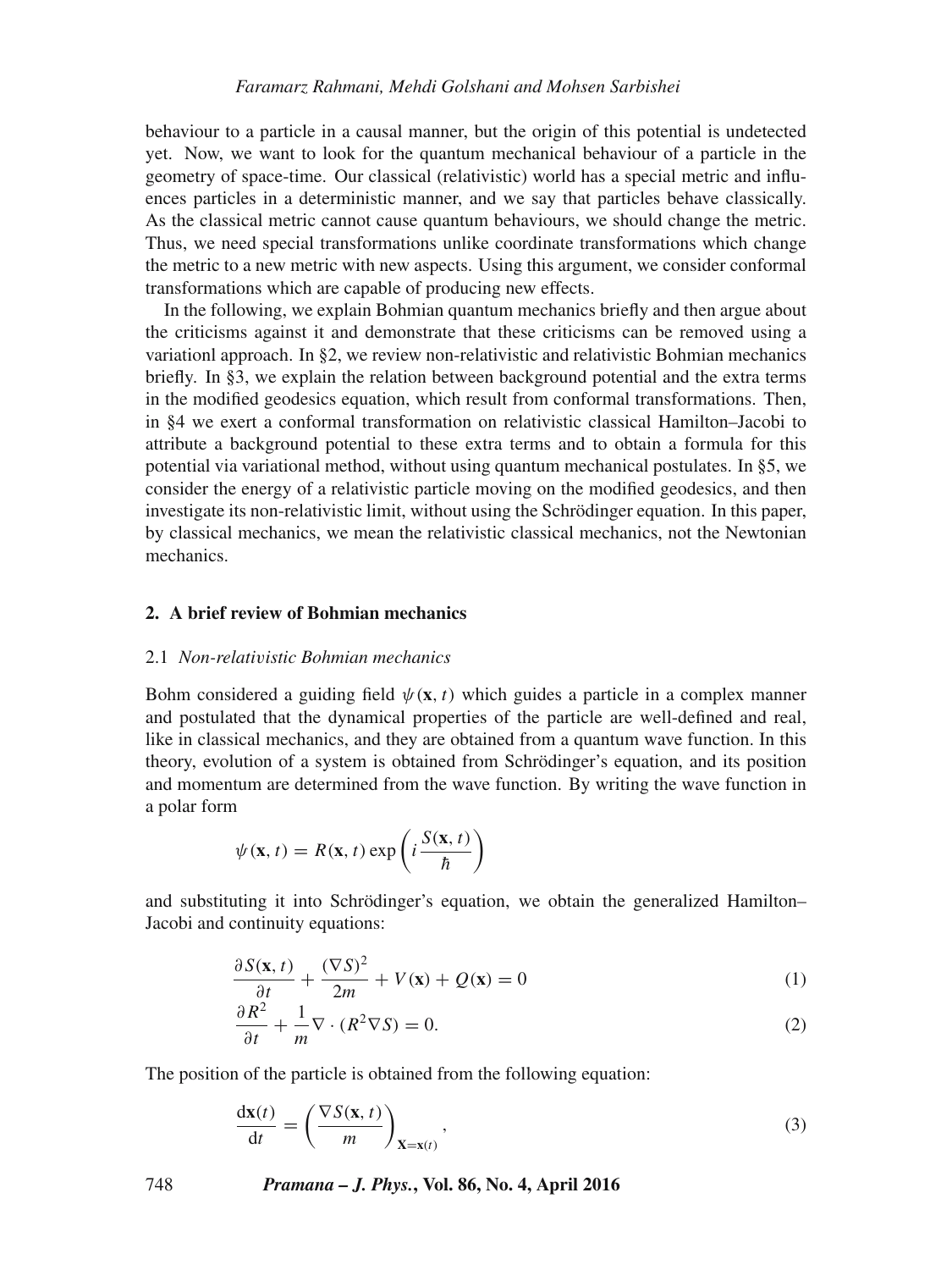behaviour to a particle in a causal manner, but the origin of this potential is undetected yet. Now, we want to look for the quantum mechanical behaviour of a particle in the geometry of space-time. Our classical (relativistic) world has a special metric and influences particles in a deterministic manner, and we say that particles behave classically. As the classical metric cannot cause quantum behaviours, we should change the metric. Thus, we need special transformations unlike coordinate transformations which change the metric to a new metric with new aspects. Using this argument, we consider conformal transformations which are capable of producing new effects.

In the following, we explain Bohmian quantum mechanics briefly and then argue about the criticisms against it and demonstrate that these criticisms can be removed using a variationl approach. In §2, we review non-relativistic and relativistic Bohmian mechanics briefly. In §3, we explain the relation between background potential and the extra terms in the modified geodesics equation, which result from conformal transformations. Then, in §4 we exert a conformal transformation on relativistic classical Hamilton–Jacobi to attribute a background potential to these extra terms and to obtain a formula for this potential via variational method, without using quantum mechanical postulates. In §5, we consider the energy of a relativistic particle moving on the modified geodesics, and then investigate its non-relativistic limit, without using the Schrödinger equation. In this paper, by classical mechanics, we mean the relativistic classical mechanics, not the Newtonian mechanics.

## 2. A brief review of Bohmian mechanics

### 2.1 *Non-relativistic Bohmian mechanics*

Bohm considered a guiding field $\psi(\mathbf{x}, t)$ which guides a particle in a complex manner and postulated that the dynamical properties of the particle are well-defined and real, like in classical mechanics, and they are obtained from a quantum wave function. In this theory, evolution of a system is obtained from Schrödinger's equation, and its position and momentum are determined from the wave function. By writing the wave function in a polar form

$$\psi(\mathbf{x}, t) = R(\mathbf{x}, t) \exp\left(i \frac{S(\mathbf{x}, t)}{\hbar}\right)$$

and substituting it into Schrödinger's equation, we obtain the generalized Hamilton–Jacobi and continuity equations:

$$\frac{\partial S(\mathbf{x}, t)}{\partial t} + \frac{(\nabla S)^2}{2m} + V(\mathbf{x}) + Q(\mathbf{x}) = 0 \tag{1}$$

$$\frac{\partial R^2}{\partial t} + \frac{1}{m} \nabla \cdot (R^2 \nabla S) = 0. \tag{2}$$

The position of the particle is obtained from the following equation:

$$\frac{\mathrm{d}\mathbf{x}(t)}{\mathrm{d}t} = \left(\frac{\nabla S(\mathbf{x}, t)}{m}\right)_{\mathbf{X}=\mathbf{x}(t)}, \tag{3}$$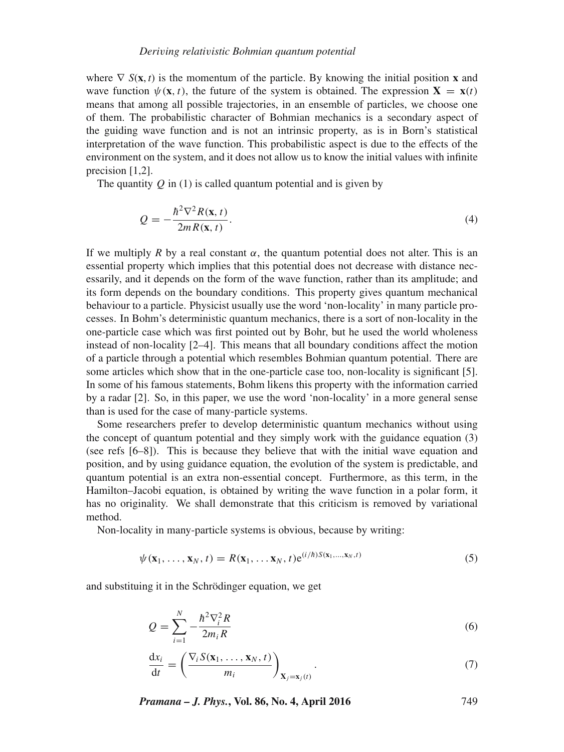where $\nabla S(\mathbf{x}, t)$ is the momentum of the particle. By knowing the initial position $\mathbf{x}$ and wave function $\psi(\mathbf{x}, t)$, the future of the system is obtained. The expression $\mathbf{X} = \mathbf{x}(t)$ means that among all possible trajectories, in an ensemble of particles, we choose one of them. The probabilistic character of Bohmian mechanics is a secondary aspect of the guiding wave function and is not an intrinsic property, as is in Born's statistical interpretation of the wave function. This probabilistic aspect is due to the effects of the environment on the system, and it does not allow us to know the initial values with infinite precision [1,2].

The quantity $Q$ in (1) is called quantum potential and is given by

$$Q = -\frac{\hbar^2 \nabla^2 R(\mathbf{x}, t)}{2mR(\mathbf{x}, t)}. \tag{4}$$

If we multiply $R$ by a real constant $\alpha$, the quantum potential does not alter. This is an essential property which implies that this potential does not decrease with distance necessarily, and it depends on the form of the wave function, rather than its amplitude; and its form depends on the boundary conditions. This property gives quantum mechanical behaviour to a particle. Physicist usually use the word 'non-locality' in many particle processes. In Bohm's deterministic quantum mechanics, there is a sort of non-locality in the one-particle case which was first pointed out by Bohr, but he used the world wholeness instead of non-locality [2–4]. This means that all boundary conditions affect the motion of a particle through a potential which resembles Bohmian quantum potential. There are some articles which show that in the one-particle case too, non-locality is significant [5]. In some of his famous statements, Bohm likens this property with the information carried by a radar [2]. So, in this paper, we use the word 'non-locality' in a more general sense than is used for the case of many-particle systems.

Some researchers prefer to develop deterministic quantum mechanics without using the concept of quantum potential and they simply work with the guidance equation (3) (see refs [6–8]). This is because they believe that with the initial wave equation and position, and by using guidance equation, the evolution of the system is predictable, and quantum potential is an extra non-essential concept. Furthermore, as this term, in the Hamilton–Jacobi equation, is obtained by writing the wave function in a polar form, it has no originality. We shall demonstrate that this criticism is removed by variational method.

Non-locality in many-particle systems is obvious, because by writing:

$$\psi(\mathbf{x}_1, \ldots, \mathbf{x}_N, t) = R(\mathbf{x}_1, \ldots \mathbf{x}_N, t)\mathrm{e}^{(i/\hbar)S(\mathbf{x}_1, \ldots, \mathbf{x}_N, t)} \tag{5}$$

and substituing it in the Schrödinger equation, we get

$$Q = \sum_{i=1}^{N} -\frac{\hbar^2 \nabla_i^2 R}{2m_i R} \tag{6}$$

$$\frac{\mathrm{d}x_i}{\mathrm{d}t} = \left(\frac{\nabla_i S(\mathbf{x}_1, \ldots, \mathbf{x}_N, t)}{m_i}\right)_{\mathbf{X}_j = \mathbf{x}_j(t)}. \tag{7}$$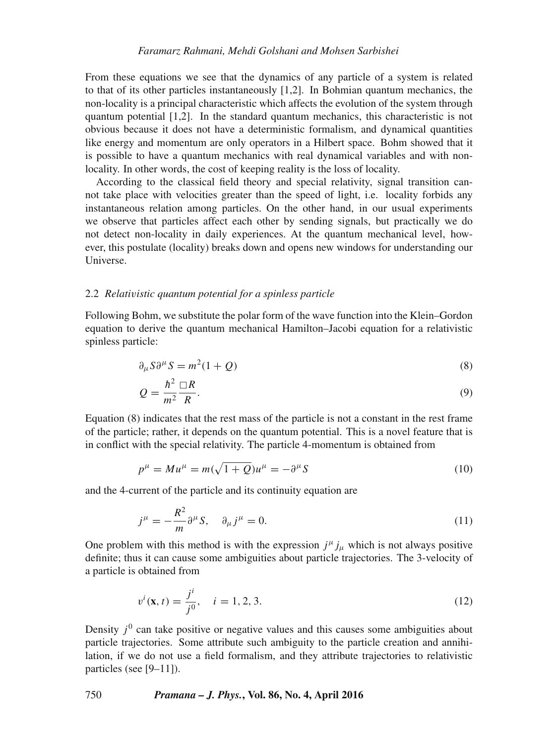From these equations we see that the dynamics of any particle of a system is related to that of its other particles instantaneously [1,2]. In Bohmian quantum mechanics, the non-locality is a principal characteristic which affects the evolution of the system through quantum potential [1,2]. In the standard quantum mechanics, this characteristic is not obvious because it does not have a deterministic formalism, and dynamical quantities like energy and momentum are only operators in a Hilbert space. Bohm showed that it is possible to have a quantum mechanics with real dynamical variables and with non-locality. In other words, the cost of keeping reality is the loss of locality.

According to the classical field theory and special relativity, signal transition cannot take place with velocities greater than the speed of light, i.e. locality forbids any instantaneous relation among particles. On the other hand, in our usual experiments we observe that particles affect each other by sending signals, but practically we do not detect non-locality in daily experiences. At the quantum mechanical level, however, this postulate (locality) breaks down and opens new windows for understanding our Universe.

### 2.2 *Relativistic quantum potential for a spinless particle*

Following Bohm, we substitute the polar form of the wave function into the Klein–Gordon equation to derive the quantum mechanical Hamilton–Jacobi equation for a relativistic spinless particle:

$$\partial_\mu S \partial^\mu S = m^2(1+Q) \tag{8}$$

$$Q = \frac{\hbar^2}{m^2}\frac{\Box R}{R}. \tag{9}$$

Equation (8) indicates that the rest mass of the particle is not a constant in the rest frame of the particle; rather, it depends on the quantum potential. This is a novel feature that is in conflict with the special relativity. The particle 4-momentum is obtained from

$$p^\mu = M u^\mu = m(\sqrt{1+Q})u^\mu = -\partial^\mu S \tag{10}$$

and the 4-current of the particle and its continuity equation are

$$j^\mu = -\frac{R^2}{m}\partial^\mu S, \quad \partial_\mu j^\mu = 0. \tag{11}$$

One problem with this method is with the expression $j^\mu j_\mu$ which is not always positive definite; thus it can cause some ambiguities about particle trajectories. The 3-velocity of a particle is obtained from

$$v^i(\mathbf{x}, t) = \frac{j^i}{j^0}, \quad i = 1, 2, 3. \tag{12}$$

Density $j^0$ can take positive or negative values and this causes some ambiguities about particle trajectories. Some attribute such ambiguity to the particle creation and annihilation, if we do not use a field formalism, and they attribute trajectories to relativistic particles (see [9–11]).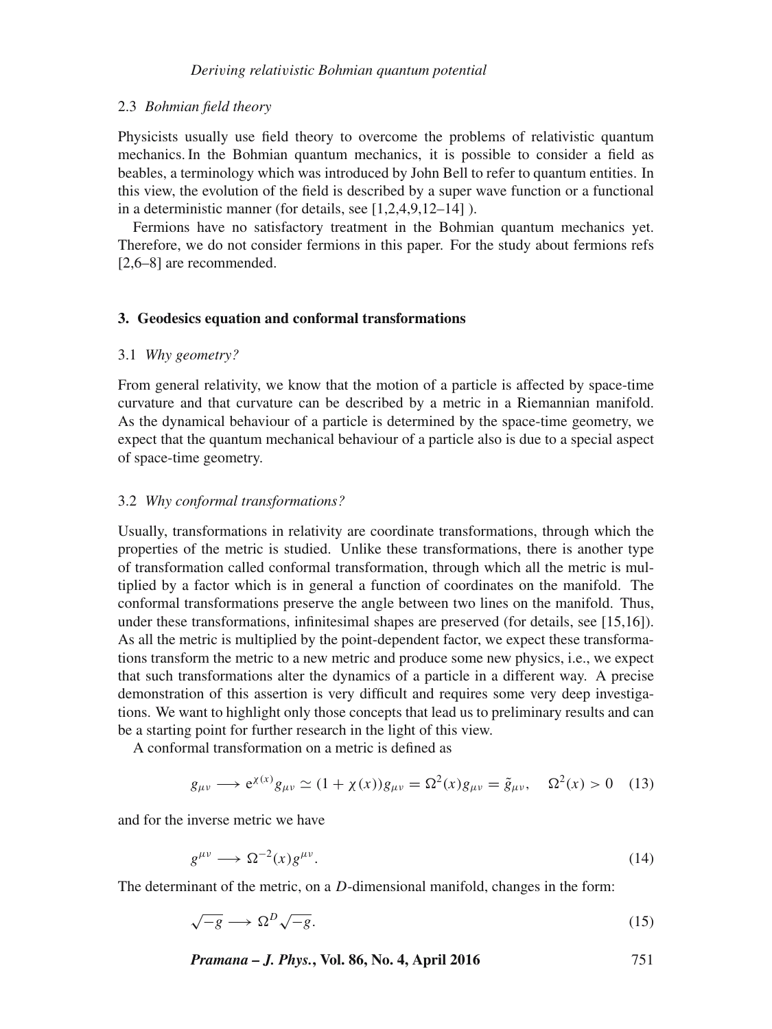### 2.3 *Bohmian field theory*

Physicists usually use field theory to overcome the problems of relativistic quantum mechanics. In the Bohmian quantum mechanics, it is possible to consider a field as beables, a terminology which was introduced by John Bell to refer to quantum entities. In this view, the evolution of the field is described by a super wave function or a functional in a deterministic manner (for details, see [1,2,4,9,12–14] ).

Fermions have no satisfactory treatment in the Bohmian quantum mechanics yet. Therefore, we do not consider fermions in this paper. For the study about fermions refs [2,6–8] are recommended.

## 3. Geodesics equation and conformal transformations

### 3.1 *Why geometry?*

From general relativity, we know that the motion of a particle is affected by space-time curvature and that curvature can be described by a metric in a Riemannian manifold. As the dynamical behaviour of a particle is determined by the space-time geometry, we expect that the quantum mechanical behaviour of a particle also is due to a special aspect of space-time geometry.

### 3.2 *Why conformal transformations?*

Usually, transformations in relativity are coordinate transformations, through which the properties of the metric is studied. Unlike these transformations, there is another type of transformation called conformal transformation, through which all the metric is multiplied by a factor which is in general a function of coordinates on the manifold. The conformal transformations preserve the angle between two lines on the manifold. Thus, under these transformations, infinitesimal shapes are preserved (for details, see [15,16]). As all the metric is multiplied by the point-dependent factor, we expect these transformations transform the metric to a new metric and produce some new physics, i.e., we expect that such transformations alter the dynamics of a particle in a different way. A precise demonstration of this assertion is very difficult and requires some very deep investigations. We want to highlight only those concepts that lead us to preliminary results and can be a starting point for further research in the light of this view.

A conformal transformation on a metric is defined as

$$g_{\mu\nu} \longrightarrow \mathrm{e}^{\chi(x)} g_{\mu\nu} \simeq (1 + \chi(x)) g_{\mu\nu} = \Omega^2(x) g_{\mu\nu} = \tilde{g}_{\mu\nu}, \quad \Omega^2(x) > 0 \quad (13)$$

and for the inverse metric we have

$$g^{\mu\nu} \longrightarrow \Omega^{-2}(x) g^{\mu\nu}. \quad (14)$$

The determinant of the metric, on a $D$-dimensional manifold, changes in the form:

$$\sqrt{-g} \longrightarrow \Omega^D \sqrt{-g}. \quad (15)$$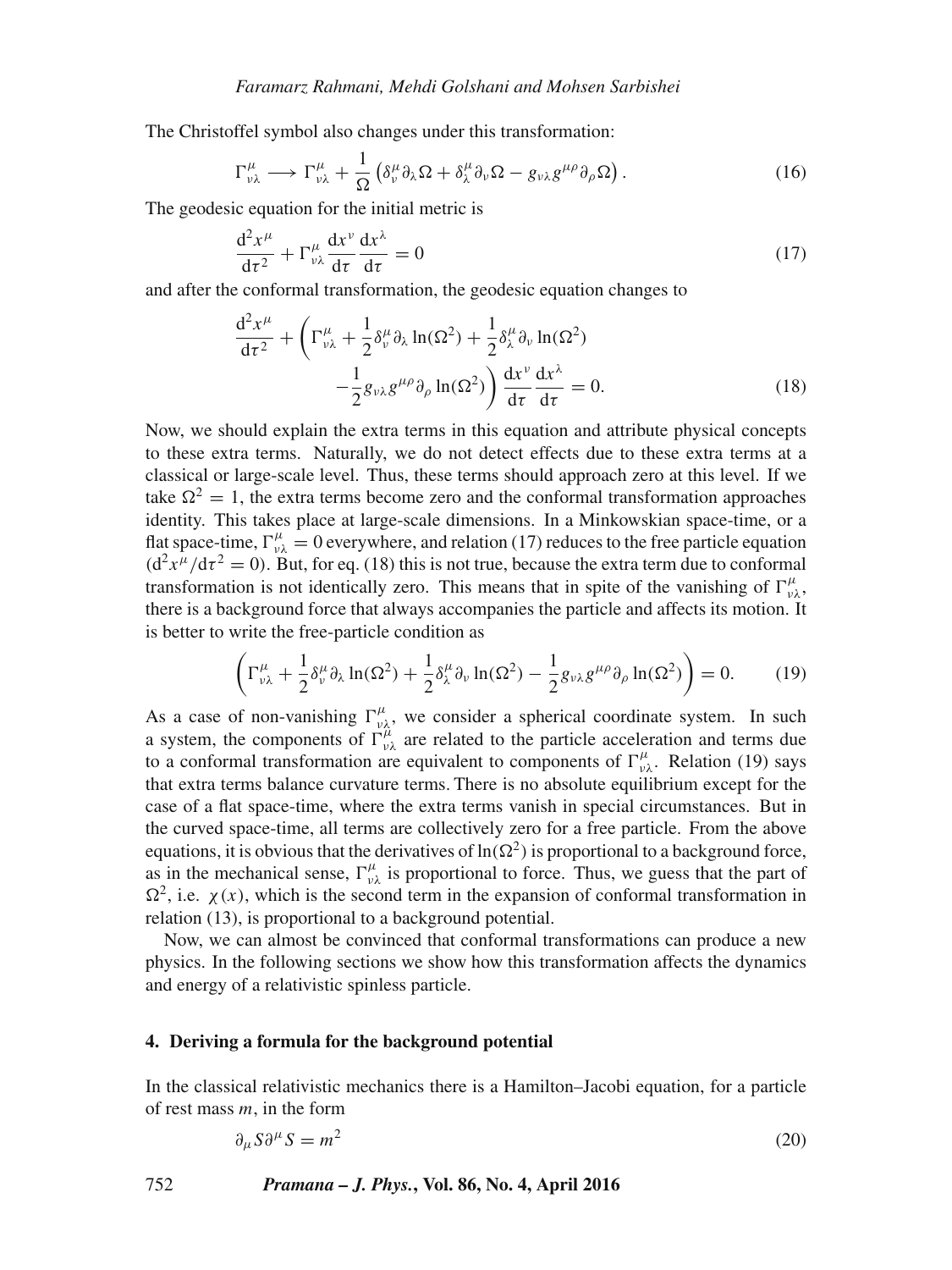The Christoffel symbol also changes under this transformation:

$$\Gamma^{\mu}_{\nu\lambda} \longrightarrow \Gamma^{\mu}_{\nu\lambda} + \frac{1}{\Omega}\left(\delta^{\mu}_{\nu}\partial_{\lambda}\Omega + \delta^{\mu}_{\lambda}\partial_{\nu}\Omega - g_{\nu\lambda}g^{\mu\rho}\partial_{\rho}\Omega\right). \tag{16}$$

The geodesic equation for the initial metric is

$$\frac{\mathrm{d}^2 x^{\mu}}{\mathrm{d}\tau^2} + \Gamma^{\mu}_{\nu\lambda}\frac{\mathrm{d}x^{\nu}}{\mathrm{d}\tau}\frac{\mathrm{d}x^{\lambda}}{\mathrm{d}\tau} = 0 \tag{17}$$

and after the conformal transformation, the geodesic equation changes to

$$\frac{\mathrm{d}^2 x^{\mu}}{\mathrm{d}\tau^2} + \left(\Gamma^{\mu}_{\nu\lambda} + \frac{1}{2}\delta^{\mu}_{\nu}\partial_{\lambda}\ln(\Omega^2) + \frac{1}{2}\delta^{\mu}_{\lambda}\partial_{\nu}\ln(\Omega^2) - \frac{1}{2}g_{\nu\lambda}g^{\mu\rho}\partial_{\rho}\ln(\Omega^2)\right)\frac{\mathrm{d}x^{\nu}}{\mathrm{d}\tau}\frac{\mathrm{d}x^{\lambda}}{\mathrm{d}\tau} = 0. \tag{18}$$

Now, we should explain the extra terms in this equation and attribute physical concepts to these extra terms. Naturally, we do not detect effects due to these extra terms at a classical or large-scale level. Thus, these terms should approach zero at this level. If we take $\Omega^2 = 1$, the extra terms become zero and the conformal transformation approaches identity. This takes place at large-scale dimensions. In a Minkowskian space-time, or a flat space-time, $\Gamma^{\mu}_{\nu\lambda} = 0$ everywhere, and relation (17) reduces to the free particle equation ($\mathrm{d}^2x^{\mu}/\mathrm{d}\tau^2 = 0$). But, for eq. (18) this is not true, because the extra term due to conformal transformation is not identically zero. This means that in spite of the vanishing of $\Gamma^{\mu}_{\nu\lambda}$, there is a background force that always accompanies the particle and affects its motion. It is better to write the free-particle condition as

$$\left(\Gamma^{\mu}_{\nu\lambda} + \frac{1}{2}\delta^{\mu}_{\nu}\partial_{\lambda}\ln(\Omega^2) + \frac{1}{2}\delta^{\mu}_{\lambda}\partial_{\nu}\ln(\Omega^2) - \frac{1}{2}g_{\nu\lambda}g^{\mu\rho}\partial_{\rho}\ln(\Omega^2)\right) = 0. \tag{19}$$

As a case of non-vanishing $\Gamma^{\mu}_{\nu\lambda}$, we consider a spherical coordinate system. In such a system, the components of $\Gamma^{\mu}_{\nu\lambda}$ are related to the particle acceleration and terms due to a conformal transformation are equivalent to components of $\Gamma^{\mu}_{\nu\lambda}$. Relation (19) says that extra terms balance curvature terms. There is no absolute equilibrium except for the case of a flat space-time, where the extra terms vanish in special circumstances. But in the curved space-time, all terms are collectively zero for a free particle. From the above equations, it is obvious that the derivatives of $\ln(\Omega^2)$ is proportional to a background force, as in the mechanical sense, $\Gamma^{\mu}_{\nu\lambda}$ is proportional to force. Thus, we guess that the part of $\Omega^2$, i.e. $\chi(x)$, which is the second term in the expansion of conformal transformation in relation (13), is proportional to a background potential.

Now, we can almost be convinced that conformal transformations can produce a new physics. In the following sections we show how this transformation affects the dynamics and energy of a relativistic spinless particle.

## 4. Deriving a formula for the background potential

In the classical relativistic mechanics there is a Hamilton–Jacobi equation, for a particle of rest mass $m$, in the form

$$\partial_{\mu}S\partial^{\mu}S = m^2 \tag{20}$$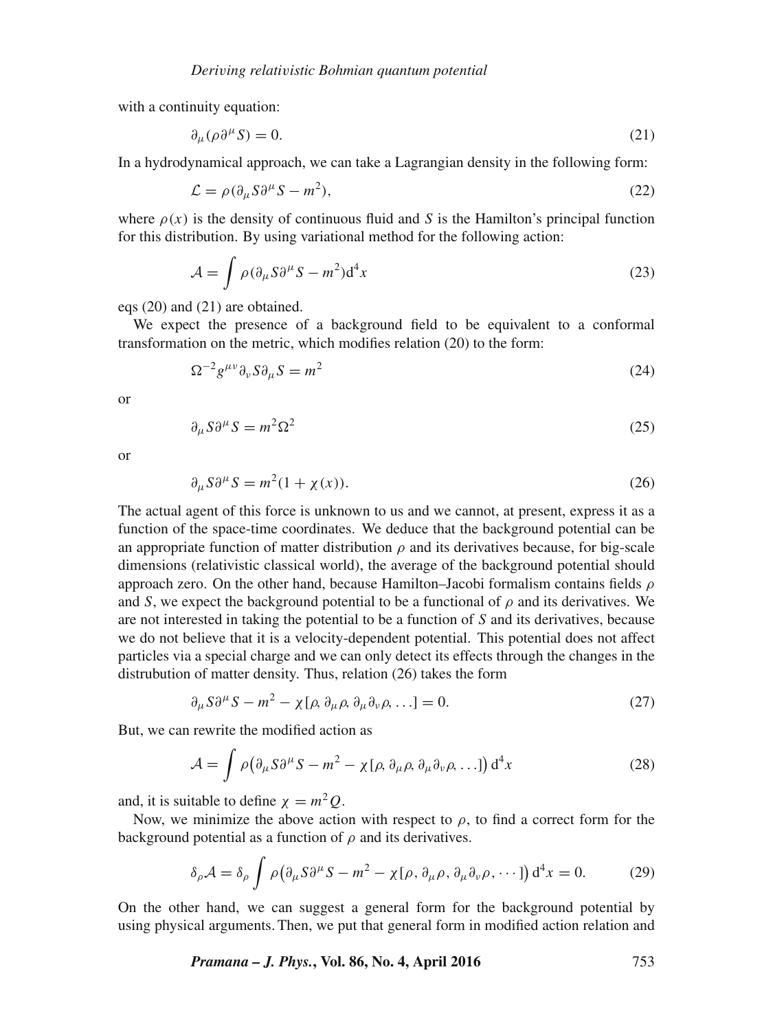with a continuity equation:

$$\partial_\mu (\rho \partial^\mu S) = 0. \tag{21}$$

In a hydrodynamical approach, we can take a Lagrangian density in the following form:

$$\mathcal{L} = \rho(\partial_\mu S \partial^\mu S - m^2), \tag{22}$$

where $\rho(x)$ is the density of continuous fluid and $S$ is the Hamilton's principal function for this distribution. By using variational method for the following action:

$$\mathcal{A} = \int \rho(\partial_\mu S \partial^\mu S - m^2) \mathrm{d}^4 x \tag{23}$$

eqs (20) and (21) are obtained.

We expect the presence of a background field to be equivalent to a conformal transformation on the metric, which modifies relation (20) to the form:

$$\Omega^{-2} g^{\mu\nu} \partial_\nu S \partial_\mu S = m^2 \tag{24}$$

or

$$\partial_\mu S \partial^\mu S = m^2 \Omega^2 \tag{25}$$

or

$$\partial_\mu S \partial^\mu S = m^2 (1 + \chi(x)). \tag{26}$$

The actual agent of this force is unknown to us and we cannot, at present, express it as a function of the space-time coordinates. We deduce that the background potential can be an appropriate function of matter distribution $\rho$ and its derivatives because, for big-scale dimensions (relativistic classical world), the average of the background potential should approach zero. On the other hand, because Hamilton–Jacobi formalism contains fields $\rho$ and $S$, we expect the background potential to be a functional of $\rho$ and its derivatives. We are not interested in taking the potential to be a function of $S$ and its derivatives, because we do not believe that it is a velocity-dependent potential. This potential does not affect particles via a special charge and we can only detect its effects through the changes in the distrubution of matter density. Thus, relation (26) takes the form

$$\partial_\mu S \partial^\mu S - m^2 - \chi[\rho, \partial_\mu \rho, \partial_\mu \partial_\nu \rho, \ldots] = 0. \tag{27}$$

But, we can rewrite the modified action as

$$\mathcal{A} = \int \rho \big( \partial_\mu S \partial^\mu S - m^2 - \chi[\rho, \partial_\mu \rho, \partial_\mu \partial_\nu \rho, \ldots] \big) \mathrm{d}^4 x \tag{28}$$

and, it is suitable to define $\chi = m^2 Q$.

Now, we minimize the above action with respect to $\rho$, to find a correct form for the background potential as a function of $\rho$ and its derivatives.

$$\delta_\rho \mathcal{A} = \delta_\rho \int \rho \big( \partial_\mu S \partial^\mu S - m^2 - \chi[\rho, \partial_\mu \rho, \partial_\mu \partial_\nu \rho, \cdots] \big) \mathrm{d}^4 x = 0. \tag{29}$$

On the other hand, we can suggest a general form for the background potential by using physical arguments. Then, we put that general form in modified action relation and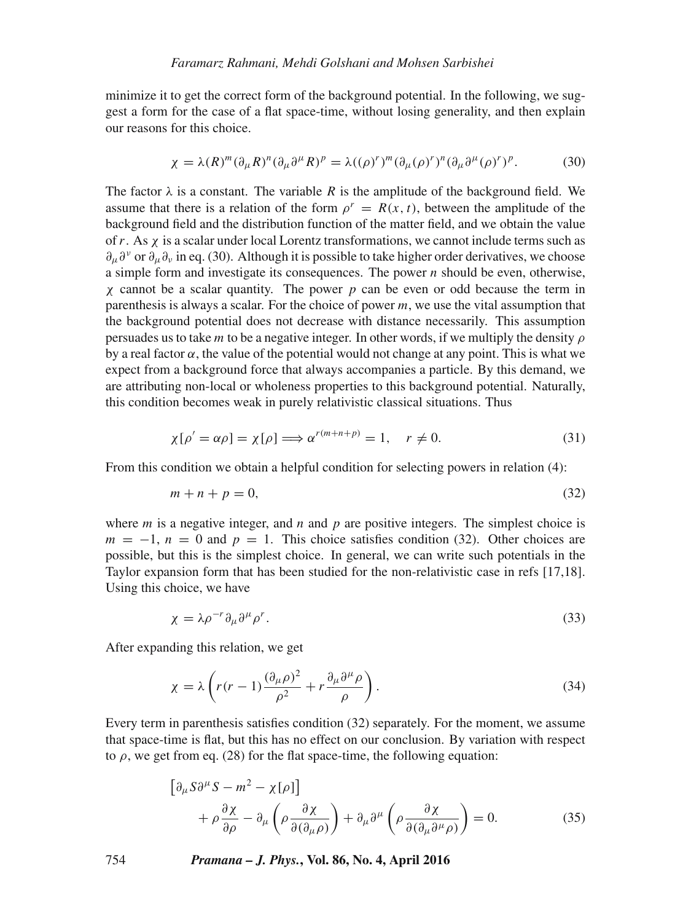minimize it to get the correct form of the background potential. In the following, we suggest a form for the case of a flat space-time, without losing generality, and then explain our reasons for this choice.

$$\chi = \lambda (R)^m (\partial_\mu R)^n (\partial_\mu \partial^\mu R)^p = \lambda ((\rho)^r)^m (\partial_\mu (\rho)^r)^n (\partial_\mu \partial^\mu (\rho)^r)^p. \tag{30}$$

The factor $\lambda$ is a constant. The variable $R$ is the amplitude of the background field. We assume that there is a relation of the form $\rho^r = R(x,t)$, between the amplitude of the background field and the distribution function of the matter field, and we obtain the value of $r$. As $\chi$ is a scalar under local Lorentz transformations, we cannot include terms such as $\partial_\mu \partial^\nu$ or $\partial_\mu \partial_\nu$ in eq. (30). Although it is possible to take higher order derivatives, we choose a simple form and investigate its consequences. The power $n$ should be even, otherwise, $\chi$ cannot be a scalar quantity. The power $p$ can be even or odd because the term in parenthesis is always a scalar. For the choice of power $m$, we use the vital assumption that the background potential does not decrease with distance necessarily. This assumption persuades us to take $m$ to be a negative integer. In other words, if we multiply the density $\rho$ by a real factor $\alpha$, the value of the potential would not change at any point. This is what we expect from a background force that always accompanies a particle. By this demand, we are attributing non-local or wholeness properties to this background potential. Naturally, this condition becomes weak in purely relativistic classical situations. Thus

$$\chi[\rho' = \alpha\rho] = \chi[\rho] \Longrightarrow \alpha^{r(m+n+p)} = 1, \quad r \neq 0. \tag{31}$$

From this condition we obtain a helpful condition for selecting powers in relation (4):

$$m + n + p = 0, \tag{32}$$

where $m$ is a negative integer, and $n$ and $p$ are positive integers. The simplest choice is $m = -1$, $n = 0$ and $p = 1$. This choice satisfies condition (32). Other choices are possible, but this is the simplest choice. In general, we can write such potentials in the Taylor expansion form that has been studied for the non-relativistic case in refs [17,18]. Using this choice, we have

$$\chi = \lambda \rho^{-r} \partial_\mu \partial^\mu \rho^r. \tag{33}$$

After expanding this relation, we get

$$\chi = \lambda \left( r(r-1) \frac{(\partial_\mu \rho)^2}{\rho^2} + r \frac{\partial_\mu \partial^\mu \rho}{\rho} \right). \tag{34}$$

Every term in parenthesis satisfies condition (32) separately. For the moment, we assume that space-time is flat, but this has no effect on our conclusion. By variation with respect to $\rho$, we get from eq. (28) for the flat space-time, the following equation:

$$\left[\partial_\mu S \partial^\mu S - m^2 - \chi[\rho]\right] + \rho \frac{\partial \chi}{\partial \rho} - \partial_\mu \left( \rho \frac{\partial \chi}{\partial(\partial_\mu \rho)} \right) + \partial_\mu \partial^\mu \left( \rho \frac{\partial \chi}{\partial(\partial_\mu \partial^\mu \rho)} \right) = 0. \tag{35}$$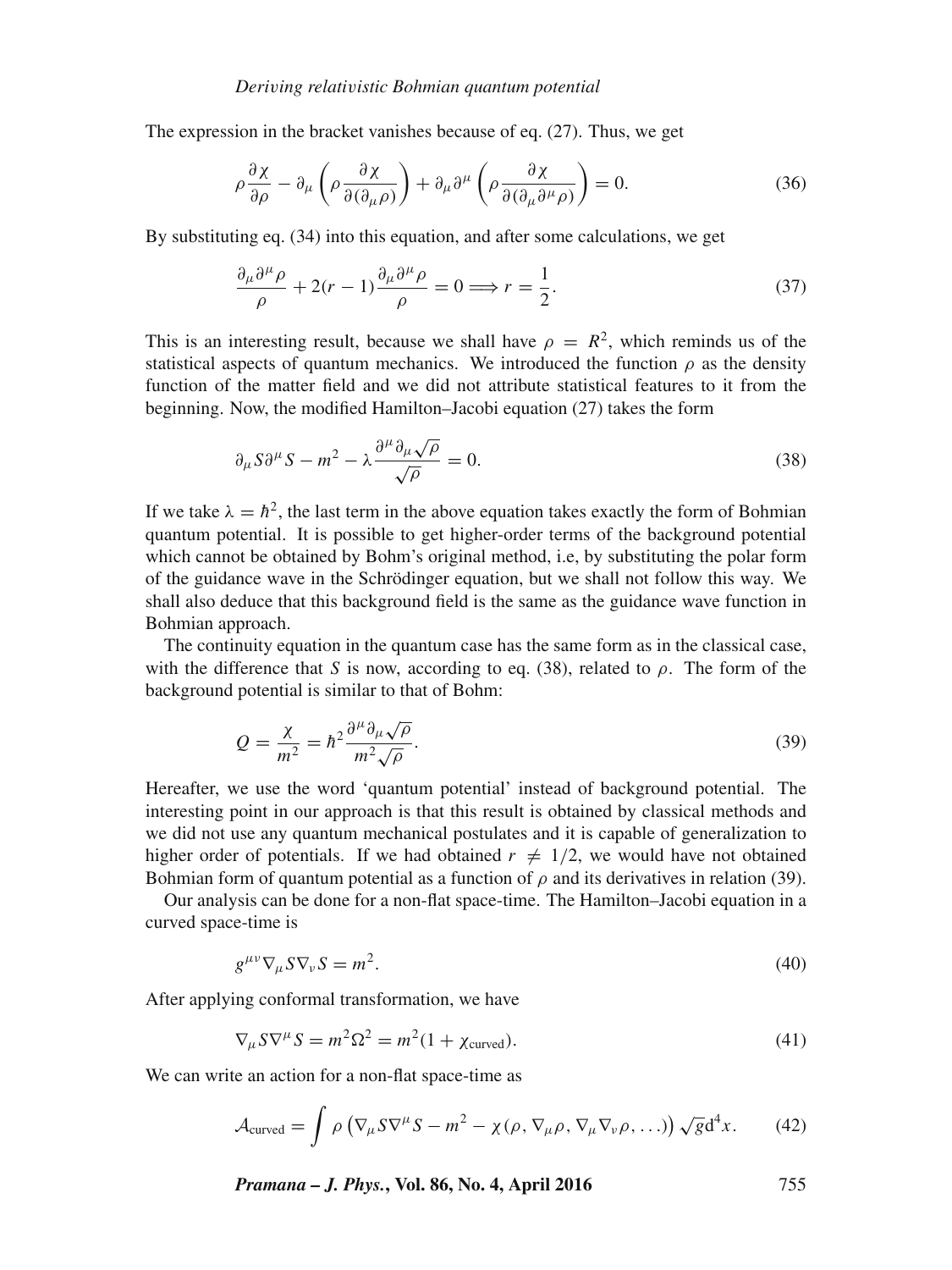The expression in the bracket vanishes because of eq. (27). Thus, we get

$$\rho \frac{\partial \chi}{\partial \rho} - \partial_\mu \left( \rho \frac{\partial \chi}{\partial (\partial_\mu \rho)} \right) + \partial_\mu \partial^\mu \left( \rho \frac{\partial \chi}{\partial (\partial_\mu \partial^\mu \rho)} \right) = 0. \tag{36}$$

By substituting eq. (34) into this equation, and after some calculations, we get

$$\frac{\partial_\mu \partial^\mu \rho}{\rho} + 2(r-1) \frac{\partial_\mu \partial^\mu \rho}{\rho} = 0 \Longrightarrow r = \frac{1}{2}. \tag{37}$$

This is an interesting result, because we shall have $\rho = R^2$, which reminds us of the statistical aspects of quantum mechanics. We introduced the function $\rho$ as the density function of the matter field and we did not attribute statistical features to it from the beginning. Now, the modified Hamilton–Jacobi equation (27) takes the form

$$\partial_\mu S \partial^\mu S - m^2 - \lambda \frac{\partial^\mu \partial_\mu \sqrt{\rho}}{\sqrt{\rho}} = 0. \tag{38}$$

If we take $\lambda = \hbar^2$, the last term in the above equation takes exactly the form of Bohmian quantum potential. It is possible to get higher-order terms of the background potential which cannot be obtained by Bohm's original method, i.e, by substituting the polar form of the guidance wave in the Schrödinger equation, but we shall not follow this way. We shall also deduce that this background field is the same as the guidance wave function in Bohmian approach.

The continuity equation in the quantum case has the same form as in the classical case, with the difference that $S$ is now, according to eq. (38), related to $\rho$. The form of the background potential is similar to that of Bohm:

$$Q = \frac{\chi}{m^2} = \hbar^2 \frac{\partial^\mu \partial_\mu \sqrt{\rho}}{m^2 \sqrt{\rho}}. \tag{39}$$

Hereafter, we use the word 'quantum potential' instead of background potential. The interesting point in our approach is that this result is obtained by classical methods and we did not use any quantum mechanical postulates and it is capable of generalization to higher order of potentials. If we had obtained $r \neq 1/2$, we would have not obtained Bohmian form of quantum potential as a function of $\rho$ and its derivatives in relation (39).

Our analysis can be done for a non-flat space-time. The Hamilton–Jacobi equation in a curved space-time is

$$g^{\mu\nu} \nabla_\mu S \nabla_\nu S = m^2. \tag{40}$$

After applying conformal transformation, we have

$$\nabla_\mu S \nabla^\mu S = m^2 \Omega^2 = m^2 (1 + \chi_{\text{curved}}). \tag{41}$$

We can write an action for a non-flat space-time as

$$\mathcal{A}_{\text{curved}} = \int \rho \left( \nabla_\mu S \nabla^\mu S - m^2 - \chi(\rho, \nabla_\mu \rho, \nabla_\mu \nabla_\nu \rho, \ldots) \right) \sqrt{g} \mathrm{d}^4 x. \tag{42}$$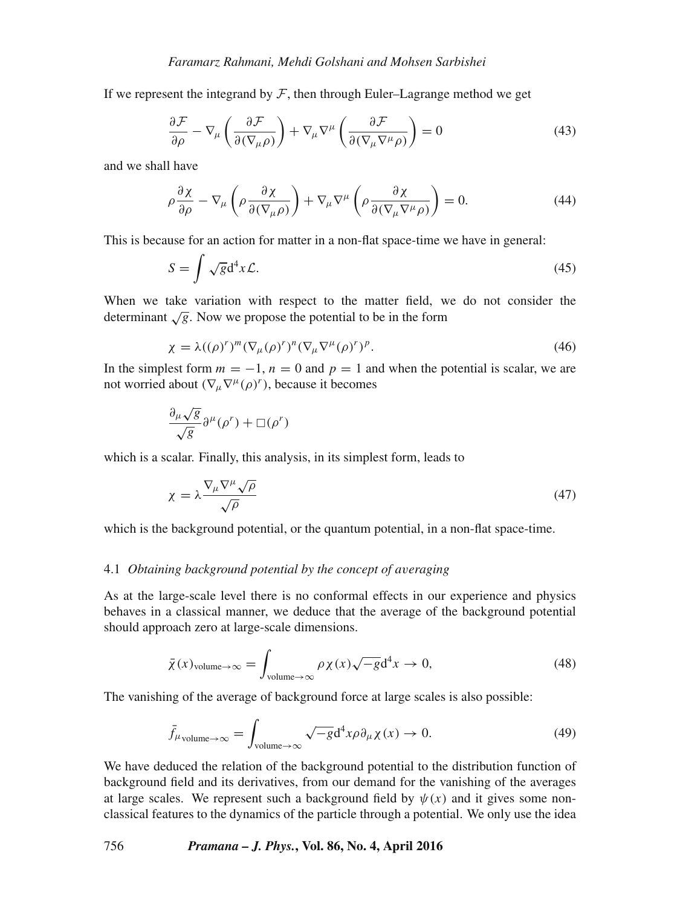If we represent the integrand by $\mathcal{F}$, then through Euler–Lagrange method we get

$$\frac{\partial \mathcal{F}}{\partial \rho} - \nabla_\mu \left( \frac{\partial \mathcal{F}}{\partial (\nabla_\mu \rho)} \right) + \nabla_\mu \nabla^\mu \left( \frac{\partial \mathcal{F}}{\partial (\nabla_\mu \nabla^\mu \rho)} \right) = 0 \tag{43}$$

and we shall have

$$\rho \frac{\partial \chi}{\partial \rho} - \nabla_\mu \left( \rho \frac{\partial \chi}{\partial (\nabla_\mu \rho)} \right) + \nabla_\mu \nabla^\mu \left( \rho \frac{\partial \chi}{\partial (\nabla_\mu \nabla^\mu \rho)} \right) = 0. \tag{44}$$

This is because for an action for matter in a non-flat space-time we have in general:

$$S = \int \sqrt{g} \mathrm{d}^4 x \mathcal{L}. \tag{45}$$

When we take variation with respect to the matter field, we do not consider the determinant $\sqrt{g}$. Now we propose the potential to be in the form

$$\chi = \lambda ((\rho)^r)^m (\nabla_\mu (\rho)^r)^n (\nabla_\mu \nabla^\mu (\rho)^r)^p. \tag{46}$$

In the simplest form $m = -1$, $n = 0$ and $p = 1$ and when the potential is scalar, we are not worried about $(\nabla_\mu \nabla^\mu (\rho)^r)$, because it becomes

$$\frac{\partial_\mu \sqrt{g}}{\sqrt{g}} \partial^\mu (\rho^r) + \Box (\rho^r)$$

which is a scalar. Finally, this analysis, in its simplest form, leads to

$$\chi = \lambda \frac{\nabla_\mu \nabla^\mu \sqrt{\rho}}{\sqrt{\rho}} \tag{47}$$

which is the background potential, or the quantum potential, in a non-flat space-time.

### 4.1 *Obtaining background potential by the concept of averaging*

As at the large-scale level there is no conformal effects in our experience and physics behaves in a classical manner, we deduce that the average of the background potential should approach zero at large-scale dimensions.

$$\bar{\chi}(x)_{\text{volume} \to \infty} = \int_{\text{volume} \to \infty} \rho \chi(x) \sqrt{-g} \mathrm{d}^4 x \to 0, \tag{48}$$

The vanishing of the average of background force at large scales is also possible:

$$\bar{f}_{\mu_{\text{volume} \to \infty}} = \int_{\text{volume} \to \infty} \sqrt{-g} \mathrm{d}^4 x \rho \partial_\mu \chi(x) \to 0. \tag{49}$$

We have deduced the relation of the background potential to the distribution function of background field and its derivatives, from our demand for the vanishing of the averages at large scales. We represent such a background field by $\psi(x)$ and it gives some non-classical features to the dynamics of the particle through a potential. We only use the idea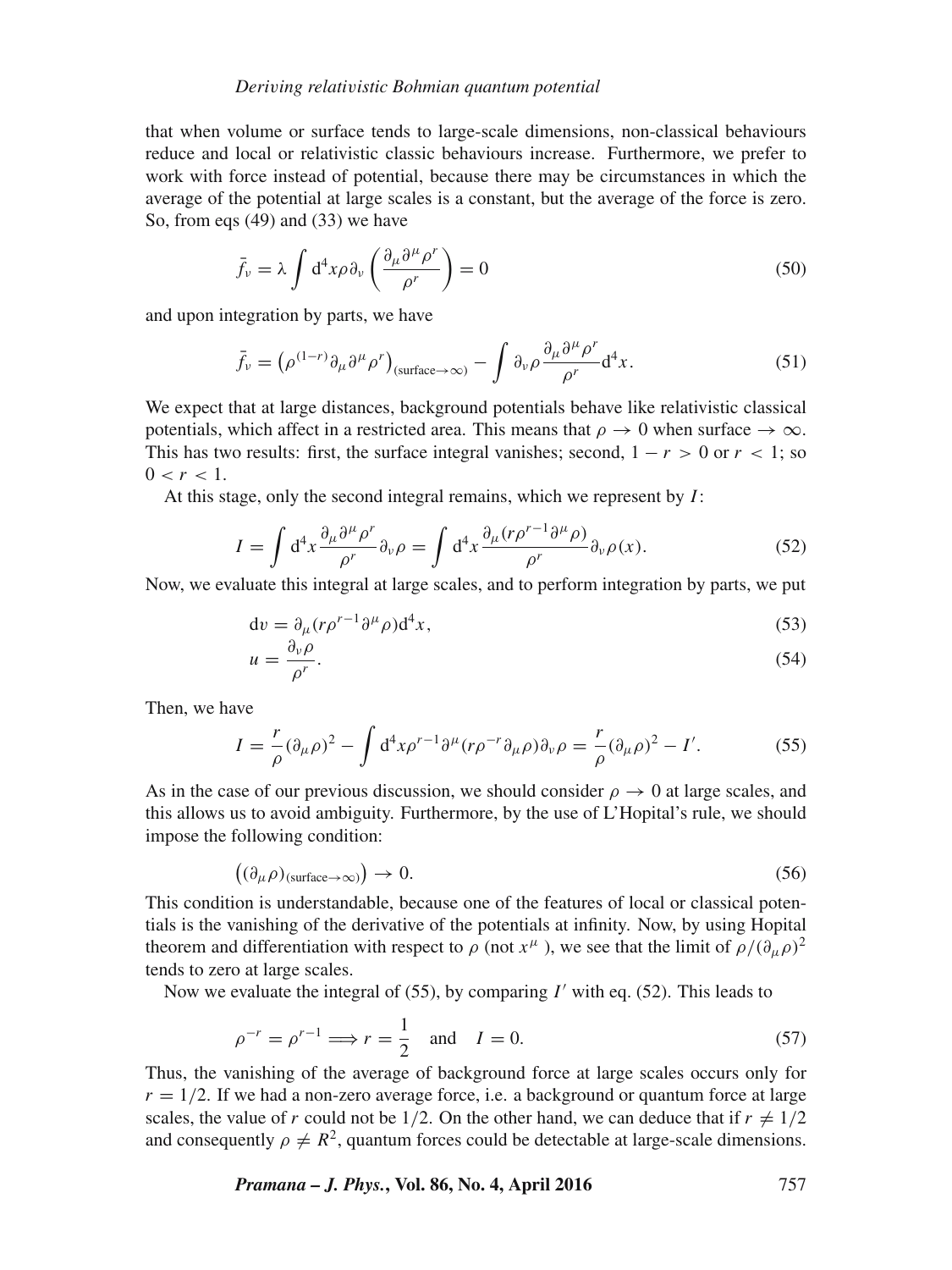that when volume or surface tends to large-scale dimensions, non-classical behaviours reduce and local or relativistic classic behaviours increase. Furthermore, we prefer to work with force instead of potential, because there may be circumstances in which the average of the potential at large scales is a constant, but the average of the force is zero. So, from eqs (49) and (33) we have

$$\bar{f}_\nu = \lambda \int \mathrm{d}^4 x \rho \partial_\nu \left( \frac{\partial_\mu \partial^\mu \rho^r}{\rho^r} \right) = 0 \tag{50}$$

and upon integration by parts, we have

$$\bar{f}_\nu = \left( \rho^{(1-r)} \partial_\mu \partial^\mu \rho^r \right)_{(\text{surface} \to \infty)} - \int \partial_\nu \rho \frac{\partial_\mu \partial^\mu \rho^r}{\rho^r} \mathrm{d}^4 x. \tag{51}$$

We expect that at large distances, background potentials behave like relativistic classical potentials, which affect in a restricted area. This means that $\rho \to 0$ when surface $\to \infty$. This has two results: first, the surface integral vanishes; second, $1 - r > 0$ or $r < 1$; so $0 < r < 1$.

At this stage, only the second integral remains, which we represent by $I$:

$$I = \int \mathrm{d}^4 x \frac{\partial_\mu \partial^\mu \rho^r}{\rho^r} \partial_\nu \rho = \int \mathrm{d}^4 x \frac{\partial_\mu (r \rho^{r-1} \partial^\mu \rho)}{\rho^r} \partial_\nu \rho(x). \tag{52}$$

Now, we evaluate this integral at large scales, and to perform integration by parts, we put

$$\mathrm{d}v = \partial_\mu (r \rho^{r-1} \partial^\mu \rho) \mathrm{d}^4 x, \tag{53}$$

$$u = \frac{\partial_\nu \rho}{\rho^r}. \tag{54}$$

Then, we have

$$I = \frac{r}{\rho} (\partial_\mu \rho)^2 - \int \mathrm{d}^4 x \rho^{r-1} \partial^\mu (r \rho^{-r} \partial_\mu \rho) \partial_\nu \rho = \frac{r}{\rho} (\partial_\mu \rho)^2 - I'. \tag{55}$$

As in the case of our previous discussion, we should consider $\rho \to 0$ at large scales, and this allows us to avoid ambiguity. Furthermore, by the use of L'Hopital's rule, we should impose the following condition:

$$\left( (\partial_\mu \rho)_{(\text{surface} \to \infty)} \right) \to 0. \tag{56}$$

This condition is understandable, because one of the features of local or classical potentials is the vanishing of the derivative of the potentials at infinity. Now, by using Hopital theorem and differentiation with respect to $\rho$ (not $x^\mu$ ), we see that the limit of $\rho/(\partial_\mu \rho)^2$ tends to zero at large scales.

Now we evaluate the integral of (55), by comparing $I'$ with eq. (52). This leads to

$$\rho^{-r} = \rho^{r-1} \Longrightarrow r = \frac{1}{2} \quad \text{and} \quad I = 0. \tag{57}$$

Thus, the vanishing of the average of background force at large scales occurs only for $r = 1/2$. If we had a non-zero average force, i.e. a background or quantum force at large scales, the value of $r$ could not be $1/2$. On the other hand, we can deduce that if $r \neq 1/2$ and consequently $\rho \neq R^2$, quantum forces could be detectable at large-scale dimensions.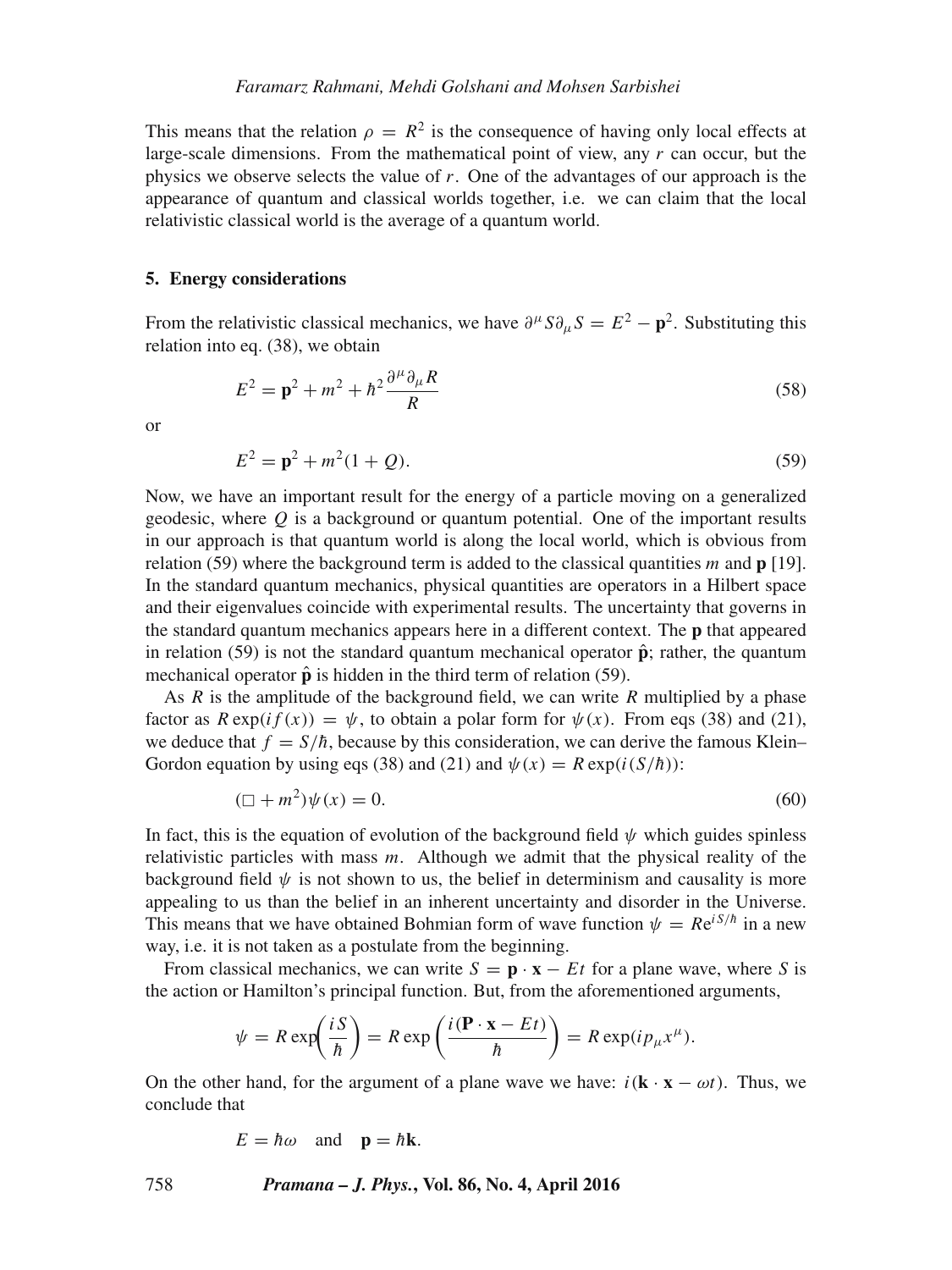This means that the relation $\rho = R^2$ is the consequence of having only local effects at large-scale dimensions. From the mathematical point of view, any $r$ can occur, but the physics we observe selects the value of $r$. One of the advantages of our approach is the appearance of quantum and classical worlds together, i.e. we can claim that the local relativistic classical world is the average of a quantum world.

## 5. Energy considerations

From the relativistic classical mechanics, we have $\partial^\mu S \partial_\mu S = E^2 - \mathbf{p}^2$. Substituting this relation into eq. (38), we obtain

$$E^2 = \mathbf{p}^2 + m^2 + \hbar^2 \frac{\partial^\mu \partial_\mu R}{R} \tag{58}$$

or

$$E^2 = \mathbf{p}^2 + m^2(1 + Q). \tag{59}$$

Now, we have an important result for the energy of a particle moving on a generalized geodesic, where $Q$ is a background or quantum potential. One of the important results in our approach is that quantum world is along the local world, which is obvious from relation (59) where the background term is added to the classical quantities $m$ and $\mathbf{p}$ [19]. In the standard quantum mechanics, physical quantities are operators in a Hilbert space and their eigenvalues coincide with experimental results. The uncertainty that governs in the standard quantum mechanics appears here in a different context. The $\mathbf{p}$ that appeared in relation (59) is not the standard quantum mechanical operator $\hat{\mathbf{p}}$; rather, the quantum mechanical operator $\hat{\mathbf{p}}$ is hidden in the third term of relation (59).

As $R$ is the amplitude of the background field, we can write $R$ multiplied by a phase factor as $R\exp(if(x)) = \psi$, to obtain a polar form for $\psi(x)$. From eqs (38) and (21), we deduce that $f = S/\hbar$, because by this consideration, we can derive the famous Klein–Gordon equation by using eqs (38) and (21) and $\psi(x) = R\exp(i(S/\hbar))$:

$$(\Box + m^2)\psi(x) = 0. \tag{60}$$

In fact, this is the equation of evolution of the background field $\psi$ which guides spinless relativistic particles with mass $m$. Although we admit that the physical reality of the background field $\psi$ is not shown to us, the belief in determinism and causality is more appealing to us than the belief in an inherent uncertainty and disorder in the Universe. This means that we have obtained Bohmian form of wave function $\psi = R\mathrm{e}^{iS/\hbar}$ in a new way, i.e. it is not taken as a postulate from the beginning.

From classical mechanics, we can write $S = \mathbf{p} \cdot \mathbf{x} - Et$ for a plane wave, where $S$ is the action or Hamilton's principal function. But, from the aforementioned arguments,

$$\psi = R\exp\left(\frac{iS}{\hbar}\right) = R\exp\left(\frac{i(\mathbf{P} \cdot \mathbf{x} - Et)}{\hbar}\right) = R\exp(ip_\mu x^\mu).$$

On the other hand, for the argument of a plane wave we have: $i(\mathbf{k} \cdot \mathbf{x} - \omega t)$. Thus, we conclude that

$$E = \hbar\omega \quad \text{and} \quad \mathbf{p} = \hbar\mathbf{k}.$$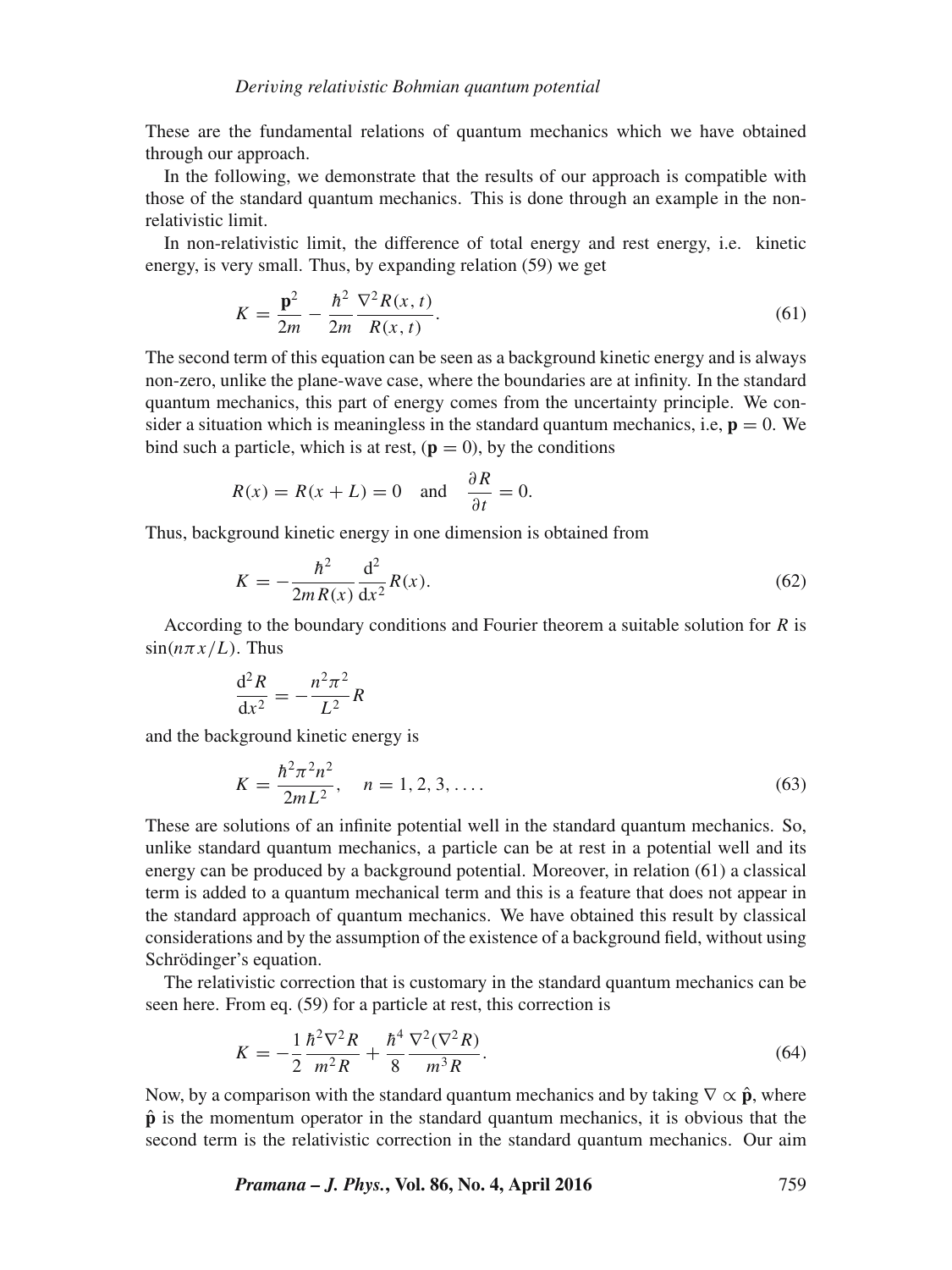These are the fundamental relations of quantum mechanics which we have obtained through our approach.

In the following, we demonstrate that the results of our approach is compatible with those of the standard quantum mechanics. This is done through an example in the non-relativistic limit.

In non-relativistic limit, the difference of total energy and rest energy, i.e. kinetic energy, is very small. Thus, by expanding relation (59) we get

$$K = \frac{\mathbf{p}^2}{2m} - \frac{\hbar^2}{2m}\frac{\nabla^2 R(x,t)}{R(x,t)}. \tag{61}$$

The second term of this equation can be seen as a background kinetic energy and is always non-zero, unlike the plane-wave case, where the boundaries are at infinity. In the standard quantum mechanics, this part of energy comes from the uncertainty principle. We consider a situation which is meaningless in the standard quantum mechanics, i.e, $\mathbf{p} = 0$. We bind such a particle, which is at rest, ($\mathbf{p} = 0$), by the conditions

$$R(x) = R(x+L) = 0 \quad \text{and} \quad \frac{\partial R}{\partial t} = 0.$$

Thus, background kinetic energy in one dimension is obtained from

$$K = -\frac{\hbar^2}{2mR(x)}\frac{\mathrm{d}^2}{\mathrm{d}x^2}R(x). \tag{62}$$

According to the boundary conditions and Fourier theorem a suitable solution for $R$ is $\sin(n\pi x/L)$. Thus

$$\frac{\mathrm{d}^2 R}{\mathrm{d}x^2} = -\frac{n^2\pi^2}{L^2}R$$

and the background kinetic energy is

$$K = \frac{\hbar^2\pi^2 n^2}{2mL^2}, \quad n = 1, 2, 3, \ldots. \tag{63}$$

These are solutions of an infinite potential well in the standard quantum mechanics. So, unlike standard quantum mechanics, a particle can be at rest in a potential well and its energy can be produced by a background potential. Moreover, in relation (61) a classical term is added to a quantum mechanical term and this is a feature that does not appear in the standard approach of quantum mechanics. We have obtained this result by classical considerations and by the assumption of the existence of a background field, without using Schrödinger's equation.

The relativistic correction that is customary in the standard quantum mechanics can be seen here. From eq. (59) for a particle at rest, this correction is

$$K = -\frac{1}{2}\frac{\hbar^2\nabla^2 R}{m^2 R} + \frac{\hbar^4}{8}\frac{\nabla^2(\nabla^2 R)}{m^3 R}. \tag{64}$$

Now, by a comparison with the standard quantum mechanics and by taking $\nabla \propto \hat{\mathbf{p}}$, where $\hat{\mathbf{p}}$ is the momentum operator in the standard quantum mechanics, it is obvious that the second term is the relativistic correction in the standard quantum mechanics. Our aim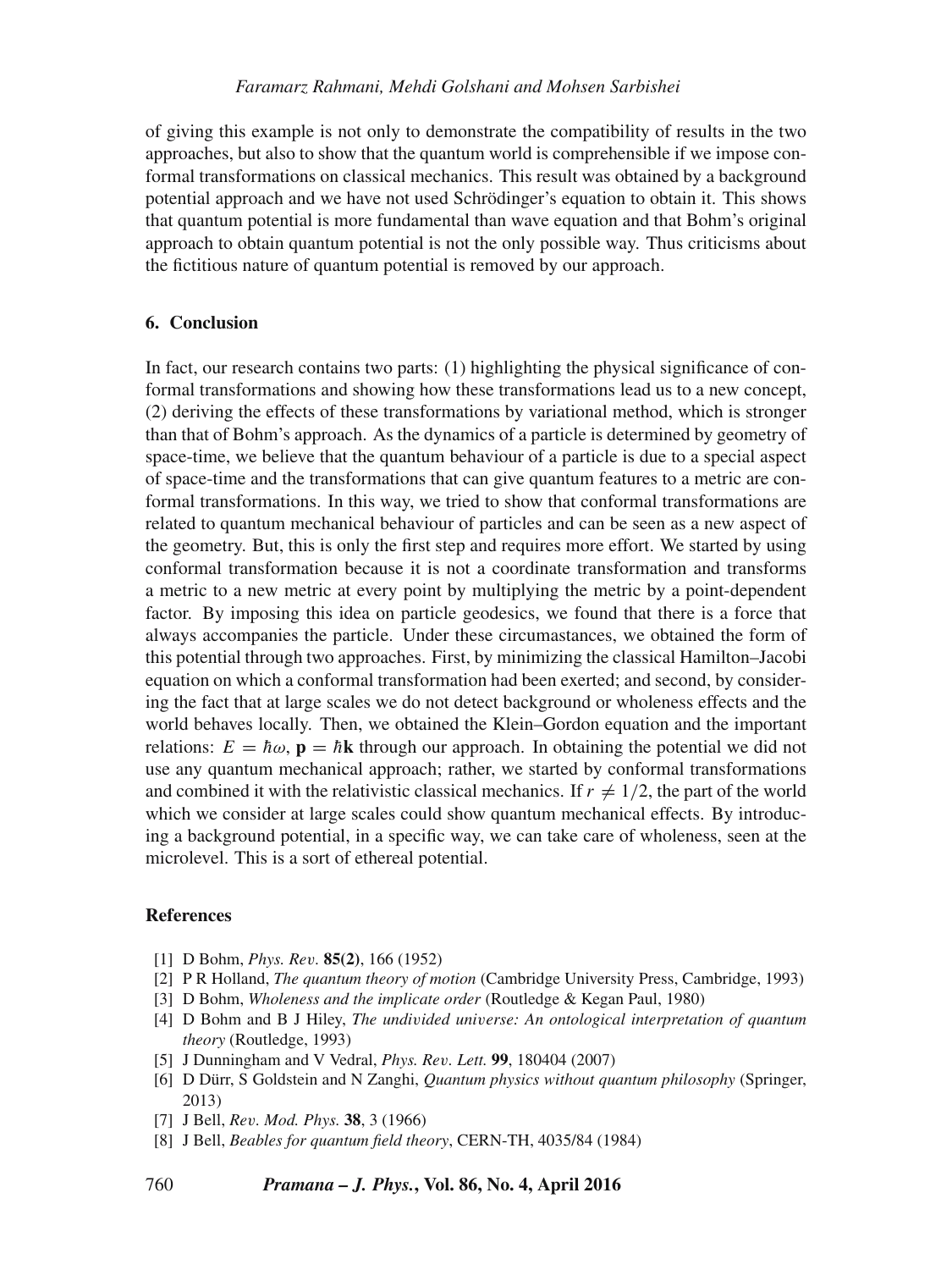of giving this example is not only to demonstrate the compatibility of results in the two approaches, but also to show that the quantum world is comprehensible if we impose conformal transformations on classical mechanics. This result was obtained by a background potential approach and we have not used Schrödinger's equation to obtain it. This shows that quantum potential is more fundamental than wave equation and that Bohm's original approach to obtain quantum potential is not the only possible way. Thus criticisms about the fictitious nature of quantum potential is removed by our approach.

## 6. Conclusion

In fact, our research contains two parts: (1) highlighting the physical significance of conformal transformations and showing how these transformations lead us to a new concept, (2) deriving the effects of these transformations by variational method, which is stronger than that of Bohm's approach. As the dynamics of a particle is determined by geometry of space-time, we believe that the quantum behaviour of a particle is due to a special aspect of space-time and the transformations that can give quantum features to a metric are conformal transformations. In this way, we tried to show that conformal transformations are related to quantum mechanical behaviour of particles and can be seen as a new aspect of the geometry. But, this is only the first step and requires more effort. We started by using conformal transformation because it is not a coordinate transformation and transforms a metric to a new metric at every point by multiplying the metric by a point-dependent factor. By imposing this idea on particle geodesics, we found that there is a force that always accompanies the particle. Under these circumstances, we obtained the form of this potential through two approaches. First, by minimizing the classical Hamilton–Jacobi equation on which a conformal transformation had been exerted; and second, by considering the fact that at large scales we do not detect background or wholeness effects and the world behaves locally. Then, we obtained the Klein–Gordon equation and the important relations: $E = \hbar\omega$, $\mathbf{p} = \hbar\mathbf{k}$ through our approach. In obtaining the potential we did not use any quantum mechanical approach; rather, we started by conformal transformations and combined it with the relativistic classical mechanics. If $r \neq 1/2$, the part of the world which we consider at large scales could show quantum mechanical effects. By introducing a background potential, in a specific way, we can take care of wholeness, seen at the microlevel. This is a sort of ethereal potential.

### References

[1] D Bohm, *Phys. Rev.* **85(2)**, 166 (1952)
[2] P R Holland, *The quantum theory of motion* (Cambridge University Press, Cambridge, 1993)
[3] D Bohm, *Wholeness and the implicate order* (Routledge & Kegan Paul, 1980)
[4] D Bohm and B J Hiley, *The undivided universe: An ontological interpretation of quantum theory* (Routledge, 1993)
[5] J Dunningham and V Vedral, *Phys. Rev. Lett.* **99**, 180404 (2007)
[6] D Dürr, S Goldstein and N Zanghi, *Quantum physics without quantum philosophy* (Springer, 2013)
[7] J Bell, *Rev. Mod. Phys.* **38**, 3 (1966)
[8] J Bell, *Beables for quantum field theory*, CERN-TH, 4035/84 (1984)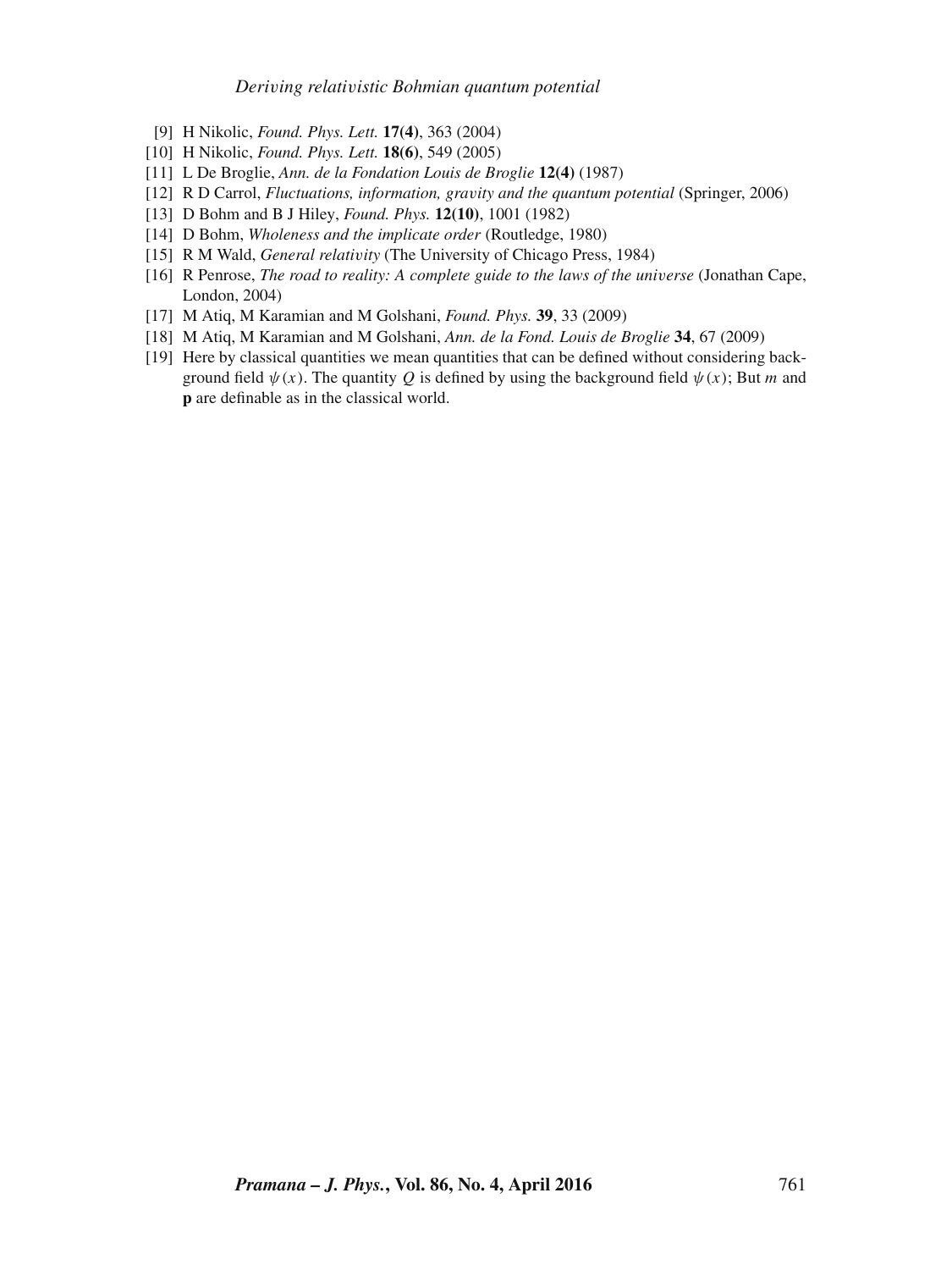[9] H Nikolic, *Found. Phys. Lett.* **17(4)**, 363 (2004)

[10] H Nikolic, *Found. Phys. Lett.* **18(6)**, 549 (2005)

[11] L De Broglie, *Ann. de la Fondation Louis de Broglie* **12(4)** (1987)

[12] R D Carrol, *Fluctuations, information, gravity and the quantum potential* (Springer, 2006)

[13] D Bohm and B J Hiley, *Found. Phys.* **12(10)**, 1001 (1982)

[14] D Bohm, *Wholeness and the implicate order* (Routledge, 1980)

[15] R M Wald, *General relativity* (The University of Chicago Press, 1984)

[16] R Penrose, *The road to reality: A complete guide to the laws of the universe* (Jonathan Cape, London, 2004)

[17] M Atiq, M Karamian and M Golshani, *Found. Phys.* **39**, 33 (2009)

[18] M Atiq, M Karamian and M Golshani, *Ann. de la Fond. Louis de Broglie* **34**, 67 (2009)

[19] Here by classical quantities we mean quantities that can be defined without considering background field $\psi(x)$. The quantity $Q$ is defined by using the background field $\psi(x)$; But $m$ and $\mathbf{p}$ are definable as in the classical world.